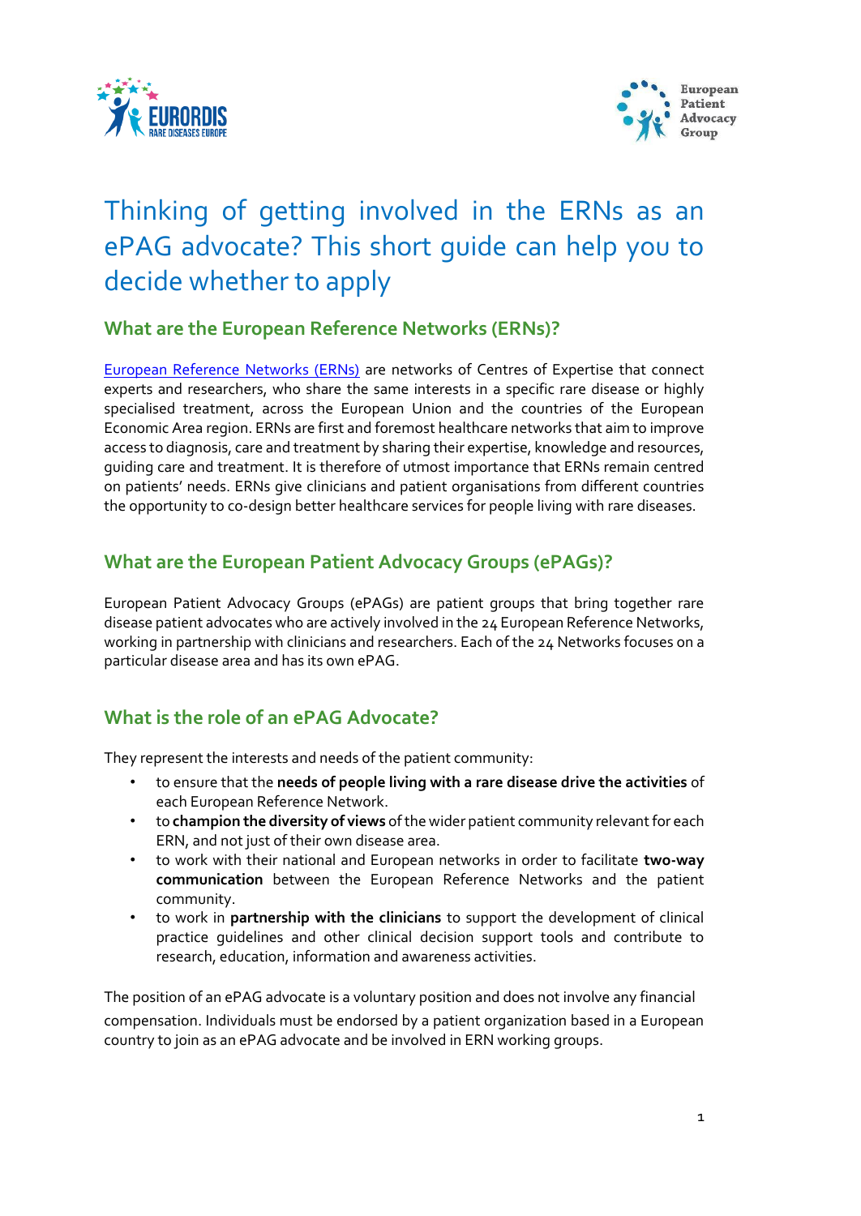# Thinking of getting involved in the ERNs as an ePAG advocate? This short guide can help you to decide whether to apply

## What are the European Reference Networks (ERNs)?

European Reference Networks (ERNs) are networks of Centres of Expertise that connect experts and researchers, who share the same interests in a specific rare disease or highly specialised treatment, across the European Union and the countries of the European Economic Area region. ERNs are first and foremost healthcare networks that aim to improve access to diagnosis, care and treatment by sharing their expertise, knowledge and resources, guiding care and treatment. It is therefore of utmost importance that ERNs remain centred on patients' needs. ERNs give clinicians and patient organisations from different countries the opportunity to co-design better healthcare services for people living with rare diseases.

## What are the European Patient Advocacy Groups (ePAGs)?

European Patient Advocacy Groups (ePAGs) are patient groups that bring together rare disease patient advocates who are actively involved in the 24 European Reference Networks, working in partnership with clinicians and researchers. Each of the 24 Networks focuses on a particular disease area and has its own ePAG.

## What is the role of an ePAG Advocate?

They represent the interests and needs of the patient community:

- to ensure that the **needs of people living with a rare disease drive the activities** of each European Reference Network.
- to **champion the diversity of views** of the wider patient community relevant for each ERN, and not just of their own disease area.
- to work with their national and European networks in order to facilitate **two-way communication** between the European Reference Networks and the patient community.
- to work in **partnership with the clinicians** to support the development of clinical practice guidelines and other clinical decision support tools and contribute to research, education, information and awareness activities.

The position of an ePAG advocate is a voluntary position and does not involve any financial compensation. Individuals must be endorsed by a patient organization based in a European country to join as an ePAG advocate and be involved in ERN working groups.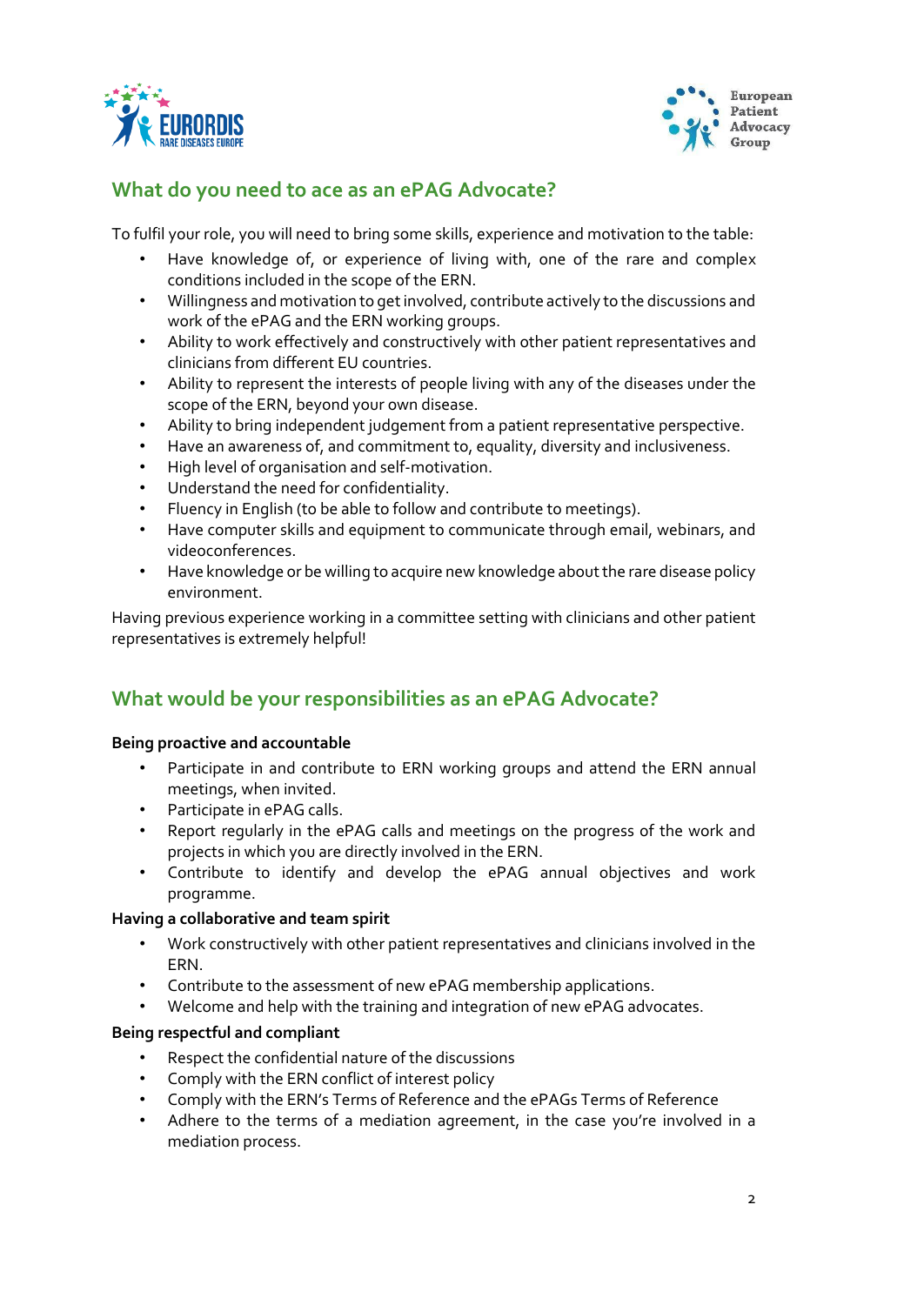## What do you need to ace as an ePAG Advocate?

To fulfil your role, you will need to bring some skills, experience and motivation to the table:

- Have knowledge of, or experience of living with, one of the rare and complex conditions included in the scope of the ERN.
- Willingness and motivation to get involved, contribute actively to the discussions and work of the ePAG and the ERN working groups.
- Ability to work effectively and constructively with other patient representatives and clinicians from different EU countries.
- Ability to represent the interests of people living with any of the diseases under the scope of the ERN, beyond your own disease.
- Ability to bring independent judgement from a patient representative perspective.
- Have an awareness of, and commitment to, equality, diversity and inclusiveness.
- High level of organisation and self-motivation.
- Understand the need for confidentiality.
- Fluency in English (to be able to follow and contribute to meetings).
- Have computer skills and equipment to communicate through email, webinars, and videoconferences.
- Have knowledge or be willing to acquire new knowledge about the rare disease policy environment.

Having previous experience working in a committee setting with clinicians and other patient representatives is extremely helpful!

## What would be your responsibilities as an ePAG Advocate?

**Being proactive and accountable**

- Participate in and contribute to ERN working groups and attend the ERN annual meetings, when invited.
- Participate in ePAG calls.
- Report regularly in the ePAG calls and meetings on the progress of the work and projects in which you are directly involved in the ERN.
- Contribute to identify and develop the ePAG annual objectives and work programme.

**Having a collaborative and team spirit**

- Work constructively with other patient representatives and clinicians involved in the ERN.
- Contribute to the assessment of new ePAG membership applications.
- Welcome and help with the training and integration of new ePAG advocates.

**Being respectful and compliant**

- Respect the confidential nature of the discussions
- Comply with the ERN conflict of interest policy
- Comply with the ERN's Terms of Reference and the ePAGs Terms of Reference
- Adhere to the terms of a mediation agreement, in the case you're involved in a mediation process.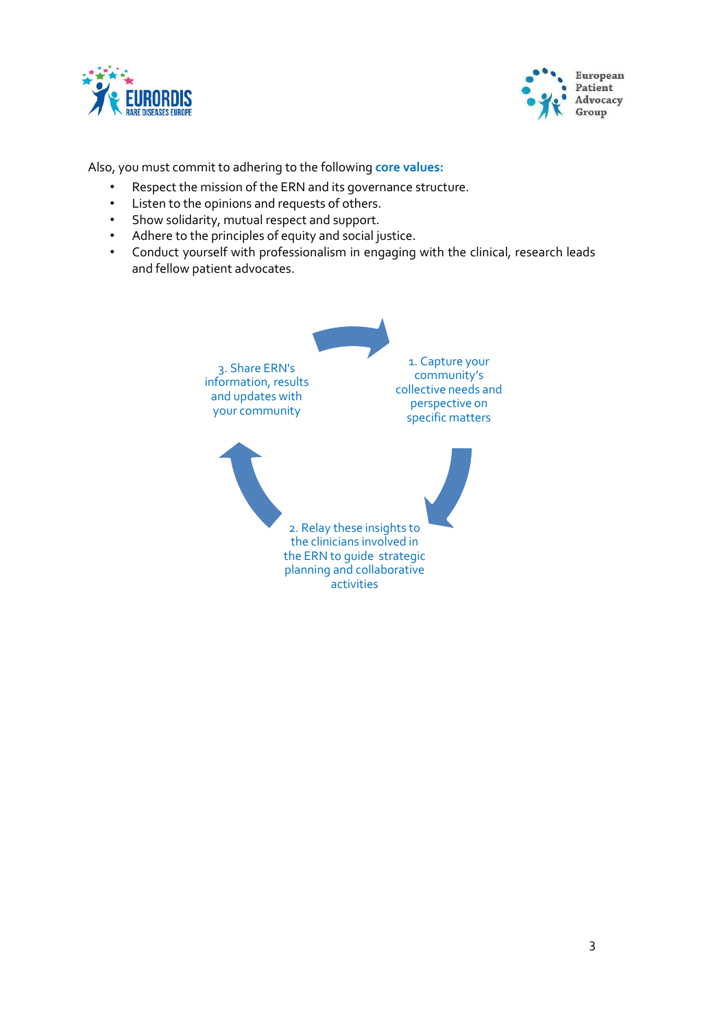Also, you must commit to adhering to the following **core values:**

- Respect the mission of the ERN and its governance structure.
- Listen to the opinions and requests of others.
- Show solidarity, mutual respect and support.
- Adhere to the principles of equity and social justice.
- Conduct yourself with professionalism in engaging with the clinical, research leads and fellow patient advocates.

1. Capture your community's collective needs and perspective on specific matters

2. Relay these insights to the clinicians involved in the ERN to guide strategic planning and collaborative activities

3. Share ERN's information, results and updates with your community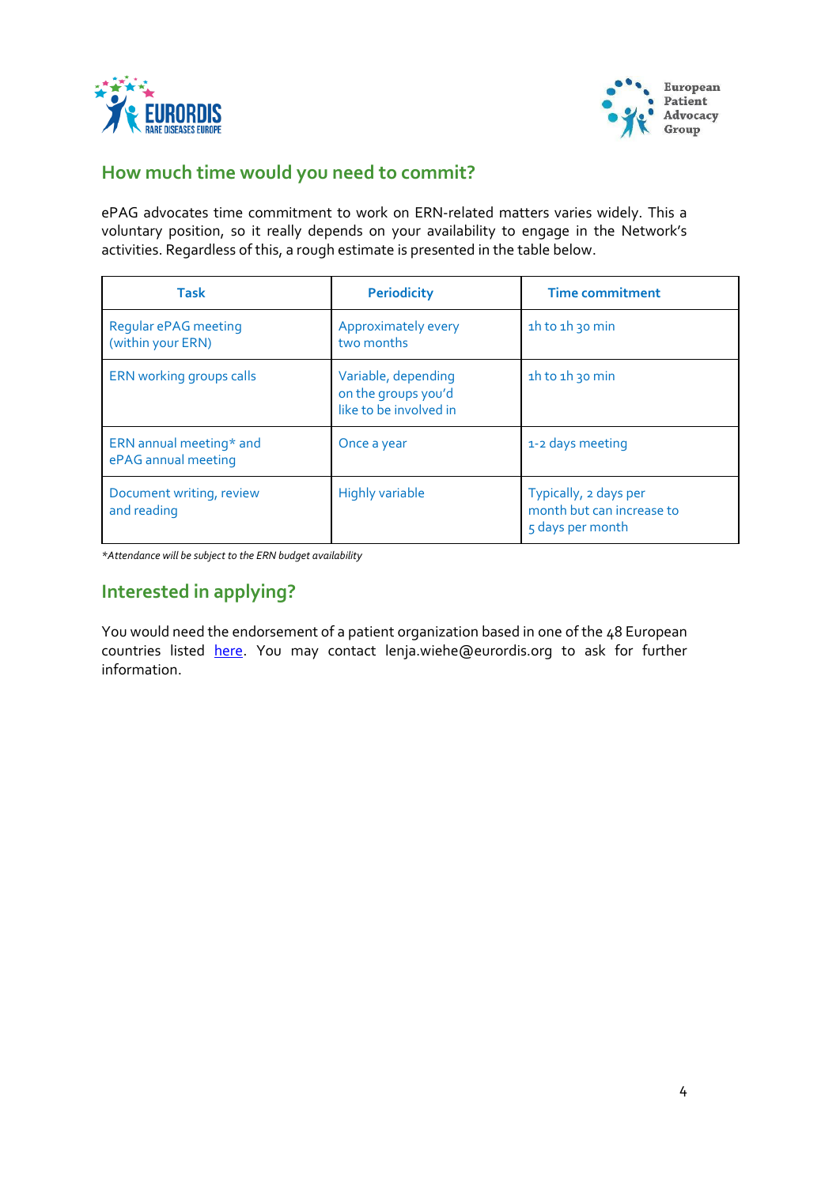## How much time would you need to commit?

ePAG advocates time commitment to work on ERN-related matters varies widely. This a voluntary position, so it really depends on your availability to engage in the Network's activities. Regardless of this, a rough estimate is presented in the table below.

| Task | Periodicity | Time commitment |
|---|---|---|
| Regular ePAG meeting (within your ERN) | Approximately every two months | 1h to 1h 30 min |
| ERN working groups calls | Variable, depending on the groups you'd like to be involved in | 1h to 1h 30 min |
| ERN annual meeting* and ePAG annual meeting | Once a year | 1-2 days meeting |
| Document writing, review and reading | Highly variable | Typically, 2 days per month but can increase to 5 days per month |

*\*Attendance will be subject to the ERN budget availability*

## Interested in applying?

You would need the endorsement of a patient organization based in one of the 48 European countries listed here. You may contact lenja.wiehe@eurordis.org to ask for further information.